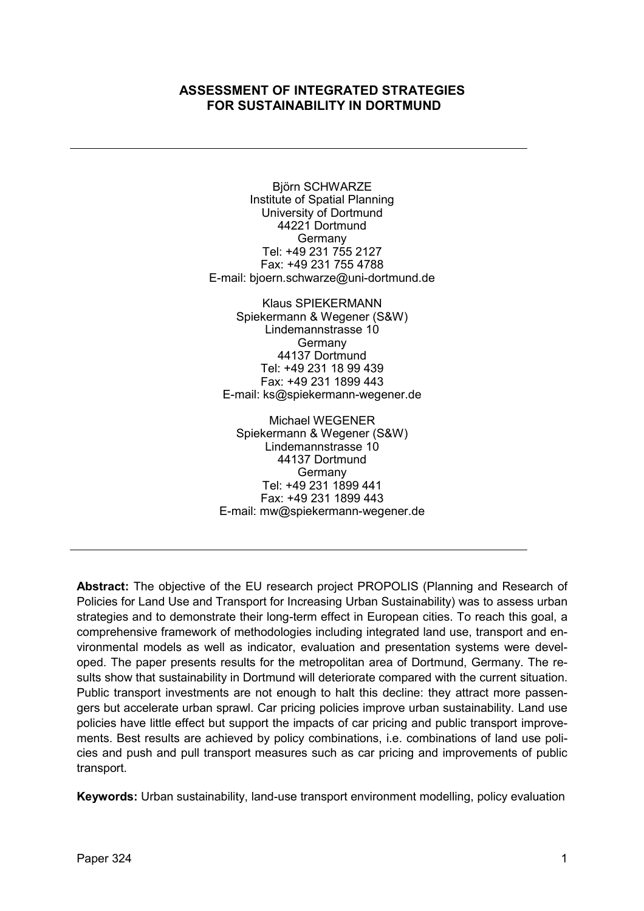# ASSESSMENT OF INTEGRATED STRATEGIES FOR SUSTAINABILITY IN DORTMUND

---

Björn SCHWARZE
Institute of Spatial Planning
University of Dortmund
44221 Dortmund
Germany
Tel: +49 231 755 2127
Fax: +49 231 755 4788
E-mail: bjoern.schwarze@uni-dortmund.de

Klaus SPIEKERMANN
Spiekermann & Wegener (S&W)
Lindemannstrasse 10
Germany
44137 Dortmund
Tel: +49 231 18 99 439
Fax: +49 231 1899 443
E-mail: ks@spiekermann-wegener.de

Michael WEGENER
Spiekermann & Wegener (S&W)
Lindemannstrasse 10
44137 Dortmund
Germany
Tel: +49 231 1899 441
Fax: +49 231 1899 443
E-mail: mw@spiekermann-wegener.de

---

**Abstract:** The objective of the EU research project PROPOLIS (Planning and Research of Policies for Land Use and Transport for Increasing Urban Sustainability) was to assess urban strategies and to demonstrate their long-term effect in European cities. To reach this goal, a comprehensive framework of methodologies including integrated land use, transport and environmental models as well as indicator, evaluation and presentation systems were developed. The paper presents results for the metropolitan area of Dortmund, Germany. The results show that sustainability in Dortmund will deteriorate compared with the current situation. Public transport investments are not enough to halt this decline: they attract more passengers but accelerate urban sprawl. Car pricing policies improve urban sustainability. Land use policies have little effect but support the impacts of car pricing and public transport improvements. Best results are achieved by policy combinations, i.e. combinations of land use policies and push and pull transport measures such as car pricing and improvements of public transport.

**Keywords:** Urban sustainability, land-use transport environment modelling, policy evaluation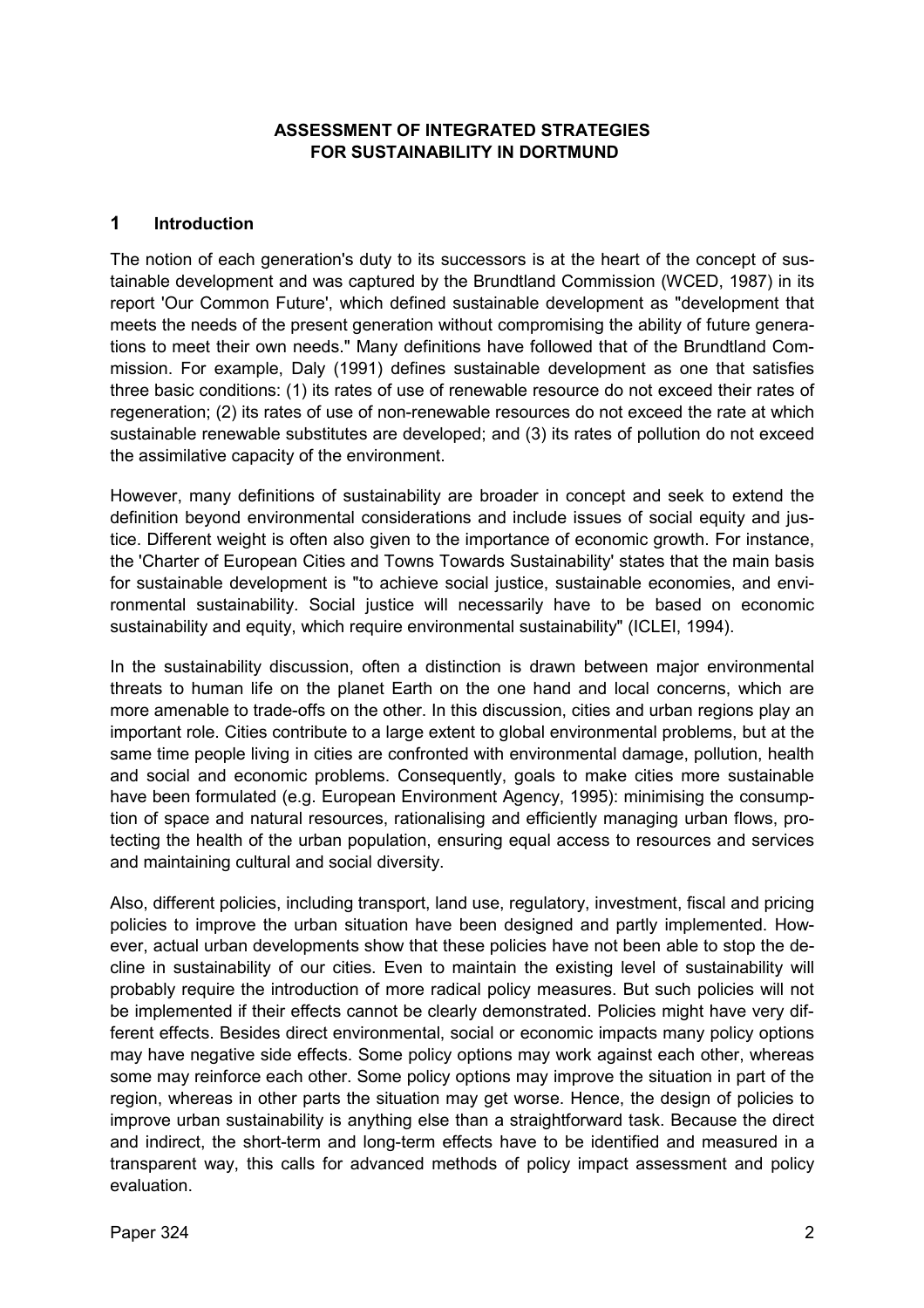**ASSESSMENT OF INTEGRATED STRATEGIES FOR SUSTAINABILITY IN DORTMUND**

## 1 Introduction

The notion of each generation's duty to its successors is at the heart of the concept of sustainable development and was captured by the Brundtland Commission (WCED, 1987) in its report 'Our Common Future', which defined sustainable development as "development that meets the needs of the present generation without compromising the ability of future generations to meet their own needs." Many definitions have followed that of the Brundtland Commission. For example, Daly (1991) defines sustainable development as one that satisfies three basic conditions: (1) its rates of use of renewable resource do not exceed their rates of regeneration; (2) its rates of use of non-renewable resources do not exceed the rate at which sustainable renewable substitutes are developed; and (3) its rates of pollution do not exceed the assimilative capacity of the environment.

However, many definitions of sustainability are broader in concept and seek to extend the definition beyond environmental considerations and include issues of social equity and justice. Different weight is often also given to the importance of economic growth. For instance, the 'Charter of European Cities and Towns Towards Sustainability' states that the main basis for sustainable development is "to achieve social justice, sustainable economies, and environmental sustainability. Social justice will necessarily have to be based on economic sustainability and equity, which require environmental sustainability" (ICLEI, 1994).

In the sustainability discussion, often a distinction is drawn between major environmental threats to human life on the planet Earth on the one hand and local concerns, which are more amenable to trade-offs on the other. In this discussion, cities and urban regions play an important role. Cities contribute to a large extent to global environmental problems, but at the same time people living in cities are confronted with environmental damage, pollution, health and social and economic problems. Consequently, goals to make cities more sustainable have been formulated (e.g. European Environment Agency, 1995): minimising the consumption of space and natural resources, rationalising and efficiently managing urban flows, protecting the health of the urban population, ensuring equal access to resources and services and maintaining cultural and social diversity.

Also, different policies, including transport, land use, regulatory, investment, fiscal and pricing policies to improve the urban situation have been designed and partly implemented. However, actual urban developments show that these policies have not been able to stop the decline in sustainability of our cities. Even to maintain the existing level of sustainability will probably require the introduction of more radical policy measures. But such policies will not be implemented if their effects cannot be clearly demonstrated. Policies might have very different effects. Besides direct environmental, social or economic impacts many policy options may have negative side effects. Some policy options may work against each other, whereas some may reinforce each other. Some policy options may improve the situation in part of the region, whereas in other parts the situation may get worse. Hence, the design of policies to improve urban sustainability is anything else than a straightforward task. Because the direct and indirect, the short-term and long-term effects have to be identified and measured in a transparent way, this calls for advanced methods of policy impact assessment and policy evaluation.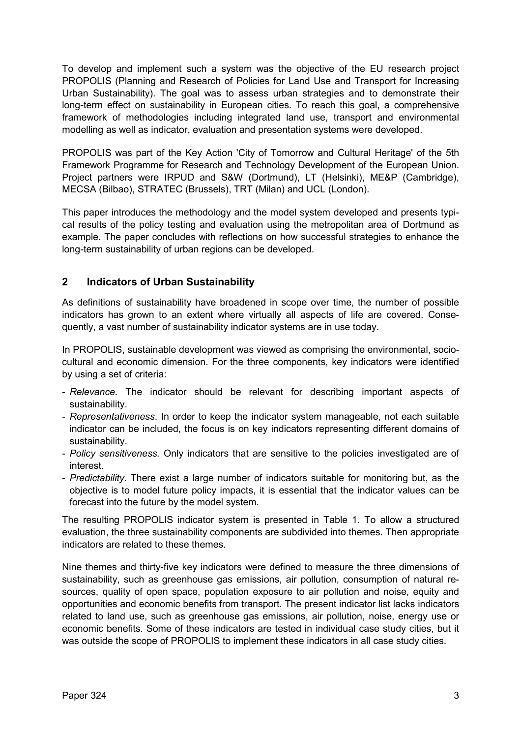To develop and implement such a system was the objective of the EU research project PROPOLIS (Planning and Research of Policies for Land Use and Transport for Increasing Urban Sustainability). The goal was to assess urban strategies and to demonstrate their long-term effect on sustainability in European cities. To reach this goal, a comprehensive framework of methodologies including integrated land use, transport and environmental modelling as well as indicator, evaluation and presentation systems were developed.

PROPOLIS was part of the Key Action 'City of Tomorrow and Cultural Heritage' of the 5th Framework Programme for Research and Technology Development of the European Union. Project partners were IRPUD and S&W (Dortmund), LT (Helsinki), ME&P (Cambridge), MECSA (Bilbao), STRATEC (Brussels), TRT (Milan) and UCL (London).

This paper introduces the methodology and the model system developed and presents typical results of the policy testing and evaluation using the metropolitan area of Dortmund as example. The paper concludes with reflections on how successful strategies to enhance the long-term sustainability of urban regions can be developed.

## 2 Indicators of Urban Sustainability

As definitions of sustainability have broadened in scope over time, the number of possible indicators has grown to an extent where virtually all aspects of life are covered. Consequently, a vast number of sustainability indicator systems are in use today.

In PROPOLIS, sustainable development was viewed as comprising the environmental, socio-cultural and economic dimension. For the three components, key indicators were identified by using a set of criteria:

- *Relevance*. The indicator should be relevant for describing important aspects of sustainability.
- *Representativeness*. In order to keep the indicator system manageable, not each suitable indicator can be included, the focus is on key indicators representing different domains of sustainability.
- *Policy sensitiveness.* Only indicators that are sensitive to the policies investigated are of interest.
- *Predictability.* There exist a large number of indicators suitable for monitoring but, as the objective is to model future policy impacts, it is essential that the indicator values can be forecast into the future by the model system.

The resulting PROPOLIS indicator system is presented in Table 1. To allow a structured evaluation, the three sustainability components are subdivided into themes. Then appropriate indicators are related to these themes.

Nine themes and thirty-five key indicators were defined to measure the three dimensions of sustainability, such as greenhouse gas emissions, air pollution, consumption of natural resources, quality of open space, population exposure to air pollution and noise, equity and opportunities and economic benefits from transport. The present indicator list lacks indicators related to land use, such as greenhouse gas emissions, air pollution, noise, energy use or economic benefits. Some of these indicators are tested in individual case study cities, but it was outside the scope of PROPOLIS to implement these indicators in all case study cities.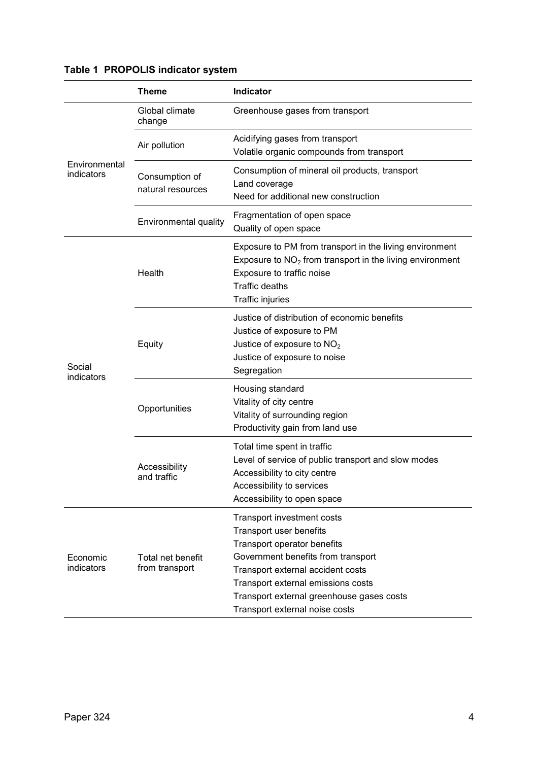**Table 1 PROPOLIS indicator system**

| | Theme | Indicator |
|---|---|---|
| Environmental indicators | Global climate change | Greenhouse gases from transport |
| | Air pollution | Acidifying gases from transport |
| | | Volatile organic compounds from transport |
| | Consumption of natural resources | Consumption of mineral oil products, transport |
| | | Land coverage |
| | | Need for additional new construction |
| | Environmental quality | Fragmentation of open space |
| | | Quality of open space |
| Social indicators | Health | Exposure to PM from transport in the living environment |
| | | Exposure to $NO_2$ from transport in the living environment |
| | | Exposure to traffic noise |
| | | Traffic deaths |
| | | Traffic injuries |
| | Equity | Justice of distribution of economic benefits |
| | | Justice of exposure to PM |
| | | Justice of exposure to $NO_2$ |
| | | Justice of exposure to noise |
| | | Segregation |
| | Opportunities | Housing standard |
| | | Vitality of city centre |
| | | Vitality of surrounding region |
| | | Productivity gain from land use |
| | Accessibility and traffic | Total time spent in traffic |
| | | Level of service of public transport and slow modes |
| | | Accessibility to city centre |
| | | Accessibility to services |
| | | Accessibility to open space |
| Economic indicators | Total net benefit from transport | Transport investment costs |
| | | Transport user benefits |
| | | Transport operator benefits |
| | | Government benefits from transport |
| | | Transport external accident costs |
| | | Transport external emissions costs |
| | | Transport external greenhouse gases costs |
| | | Transport external noise costs |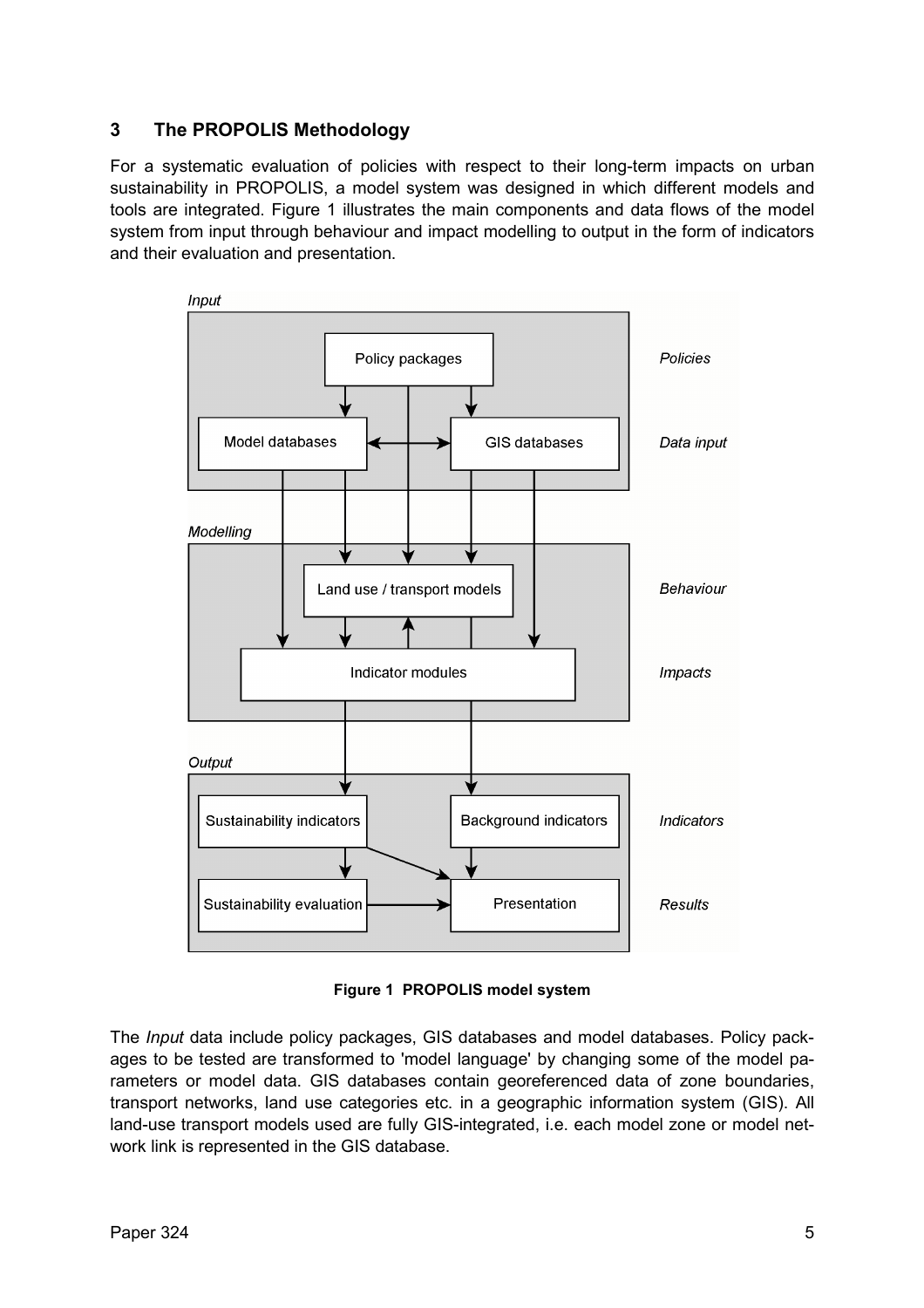## 3 The PROPOLIS Methodology

For a systematic evaluation of policies with respect to their long-term impacts on urban sustainability in PROPOLIS, a model system was designed in which different models and tools are integrated. Figure 1 illustrates the main components and data flows of the model system from input through behaviour and impact modelling to output in the form of indicators and their evaluation and presentation.

**Figure 1 PROPOLIS model system**

The *Input* data include policy packages, GIS databases and model databases. Policy packages to be tested are transformed to 'model language' by changing some of the model parameters or model data. GIS databases contain georeferenced data of zone boundaries, transport networks, land use categories etc. in a geographic information system (GIS). All land-use transport models used are fully GIS-integrated, i.e. each model zone or model network link is represented in the GIS database.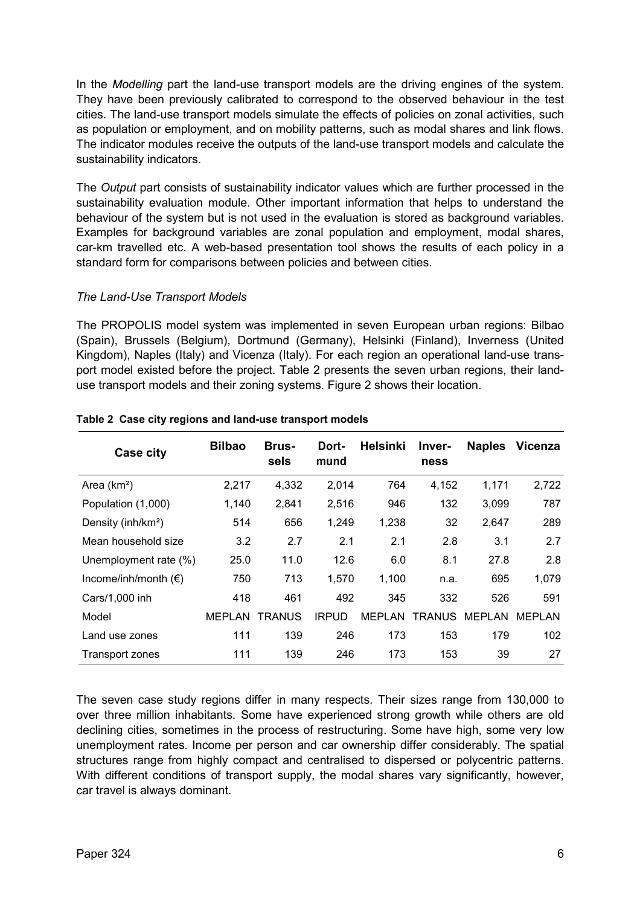In the *Modelling* part the land-use transport models are the driving engines of the system. They have been previously calibrated to correspond to the observed behaviour in the test cities. The land-use transport models simulate the effects of policies on zonal activities, such as population or employment, and on mobility patterns, such as modal shares and link flows. The indicator modules receive the outputs of the land-use transport models and calculate the sustainability indicators.

The *Output* part consists of sustainability indicator values which are further processed in the sustainability evaluation module. Other important information that helps to understand the behaviour of the system but is not used in the evaluation is stored as background variables. Examples for background variables are zonal population and employment, modal shares, car-km travelled etc. A web-based presentation tool shows the results of each policy in a standard form for comparisons between policies and between cities.

*The Land-Use Transport Models*

The PROPOLIS model system was implemented in seven European urban regions: Bilbao (Spain), Brussels (Belgium), Dortmund (Germany), Helsinki (Finland), Inverness (United Kingdom), Naples (Italy) and Vicenza (Italy). For each region an operational land-use transport model existed before the project. Table 2 presents the seven urban regions, their land-use transport models and their zoning systems. Figure 2 shows their location.

**Table 2 Case city regions and land-use transport models**

| Case city | Bilbao | Brussels | Dortmund | Helsinki | Inverness | Naples | Vicenza |
|---|---|---|---|---|---|---|---|
| Area (km²) | 2,217 | 4,332 | 2,014 | 764 | 4,152 | 1,171 | 2,722 |
| Population (1,000) | 1,140 | 2,841 | 2,516 | 946 | 132 | 3,099 | 787 |
| Density (inh/km²) | 514 | 656 | 1,249 | 1,238 | 32 | 2,647 | 289 |
| Mean household size | 3.2 | 2.7 | 2.1 | 2.1 | 2.8 | 3.1 | 2.7 |
| Unemployment rate (%) | 25.0 | 11.0 | 12.6 | 6.0 | 8.1 | 27.8 | 2.8 |
| Income/inh/month (€) | 750 | 713 | 1,570 | 1,100 | n.a. | 695 | 1,079 |
| Cars/1,000 inh | 418 | 461 | 492 | 345 | 332 | 526 | 591 |
| Model | MEPLAN | TRANUS | IRPUD | MEPLAN | TRANUS | MEPLAN | MEPLAN |
| Land use zones | 111 | 139 | 246 | 173 | 153 | 179 | 102 |
| Transport zones | 111 | 139 | 246 | 173 | 153 | 39 | 27 |

The seven case study regions differ in many respects. Their sizes range from 130,000 to over three million inhabitants. Some have experienced strong growth while others are old declining cities, sometimes in the process of restructuring. Some have high, some very low unemployment rates. Income per person and car ownership differ considerably. The spatial structures range from highly compact and centralised to dispersed or polycentric patterns. With different conditions of transport supply, the modal shares vary significantly, however, car travel is always dominant.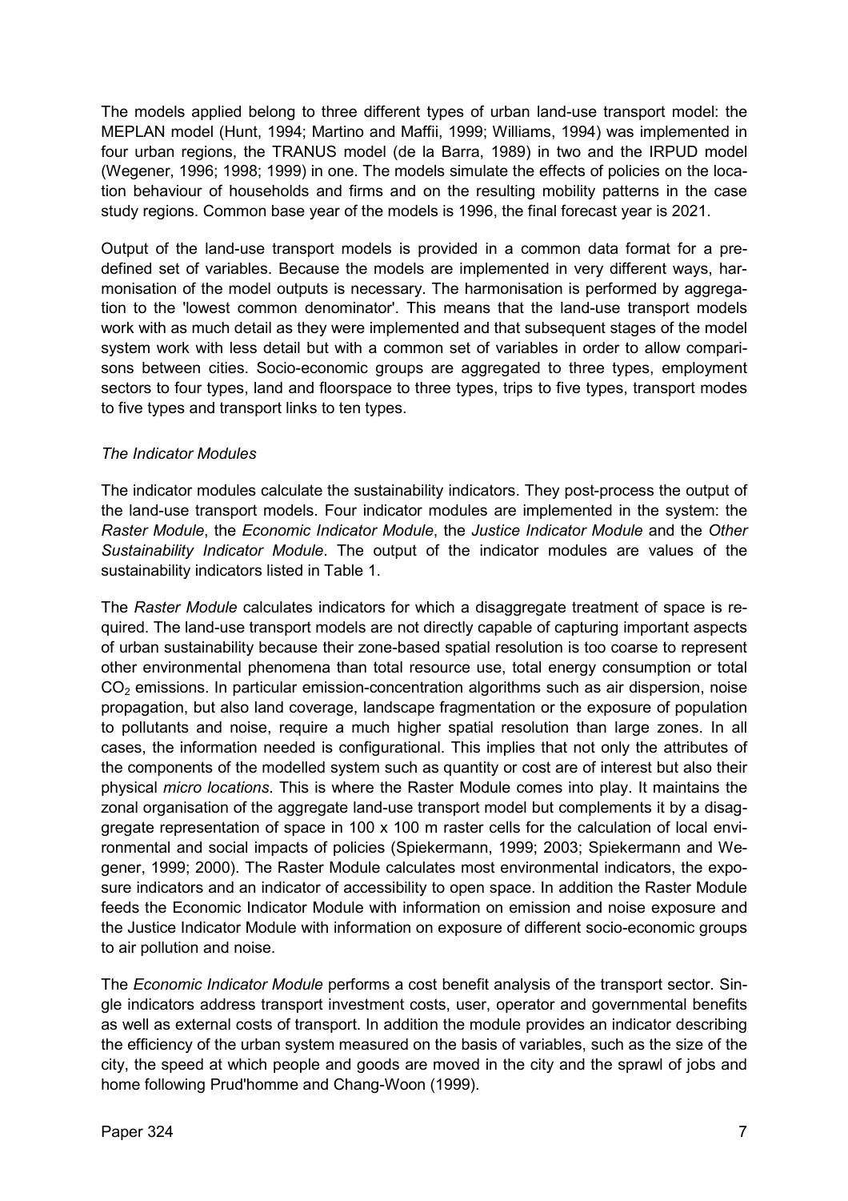The models applied belong to three different types of urban land-use transport model: the MEPLAN model (Hunt, 1994; Martino and Maffii, 1999; Williams, 1994) was implemented in four urban regions, the TRANUS model (de la Barra, 1989) in two and the IRPUD model (Wegener, 1996; 1998; 1999) in one. The models simulate the effects of policies on the location behaviour of households and firms and on the resulting mobility patterns in the case study regions. Common base year of the models is 1996, the final forecast year is 2021.

Output of the land-use transport models is provided in a common data format for a predefined set of variables. Because the models are implemented in very different ways, harmonisation of the model outputs is necessary. The harmonisation is performed by aggregation to the 'lowest common denominator'. This means that the land-use transport models work with as much detail as they were implemented and that subsequent stages of the model system work with less detail but with a common set of variables in order to allow comparisons between cities. Socio-economic groups are aggregated to three types, employment sectors to four types, land and floorspace to three types, trips to five types, transport modes to five types and transport links to ten types.

*The Indicator Modules*

The indicator modules calculate the sustainability indicators. They post-process the output of the land-use transport models. Four indicator modules are implemented in the system: the *Raster Module*, the *Economic Indicator Module*, the *Justice Indicator Module* and the *Other Sustainability Indicator Module*. The output of the indicator modules are values of the sustainability indicators listed in Table 1.

The *Raster Module* calculates indicators for which a disaggregate treatment of space is required. The land-use transport models are not directly capable of capturing important aspects of urban sustainability because their zone-based spatial resolution is too coarse to represent other environmental phenomena than total resource use, total energy consumption or total $CO_2$ emissions. In particular emission-concentration algorithms such as air dispersion, noise propagation, but also land coverage, landscape fragmentation or the exposure of population to pollutants and noise, require a much higher spatial resolution than large zones. In all cases, the information needed is configurational. This implies that not only the attributes of the components of the modelled system such as quantity or cost are of interest but also their physical *micro locations*. This is where the Raster Module comes into play. It maintains the zonal organisation of the aggregate land-use transport model but complements it by a disaggregate representation of space in 100 x 100 m raster cells for the calculation of local environmental and social impacts of policies (Spiekermann, 1999; 2003; Spiekermann and Wegener, 1999; 2000). The Raster Module calculates most environmental indicators, the exposure indicators and an indicator of accessibility to open space. In addition the Raster Module feeds the Economic Indicator Module with information on emission and noise exposure and the Justice Indicator Module with information on exposure of different socio-economic groups to air pollution and noise.

The *Economic Indicator Module* performs a cost benefit analysis of the transport sector. Single indicators address transport investment costs, user, operator and governmental benefits as well as external costs of transport. In addition the module provides an indicator describing the efficiency of the urban system measured on the basis of variables, such as the size of the city, the speed at which people and goods are moved in the city and the sprawl of jobs and home following Prud'homme and Chang-Woon (1999).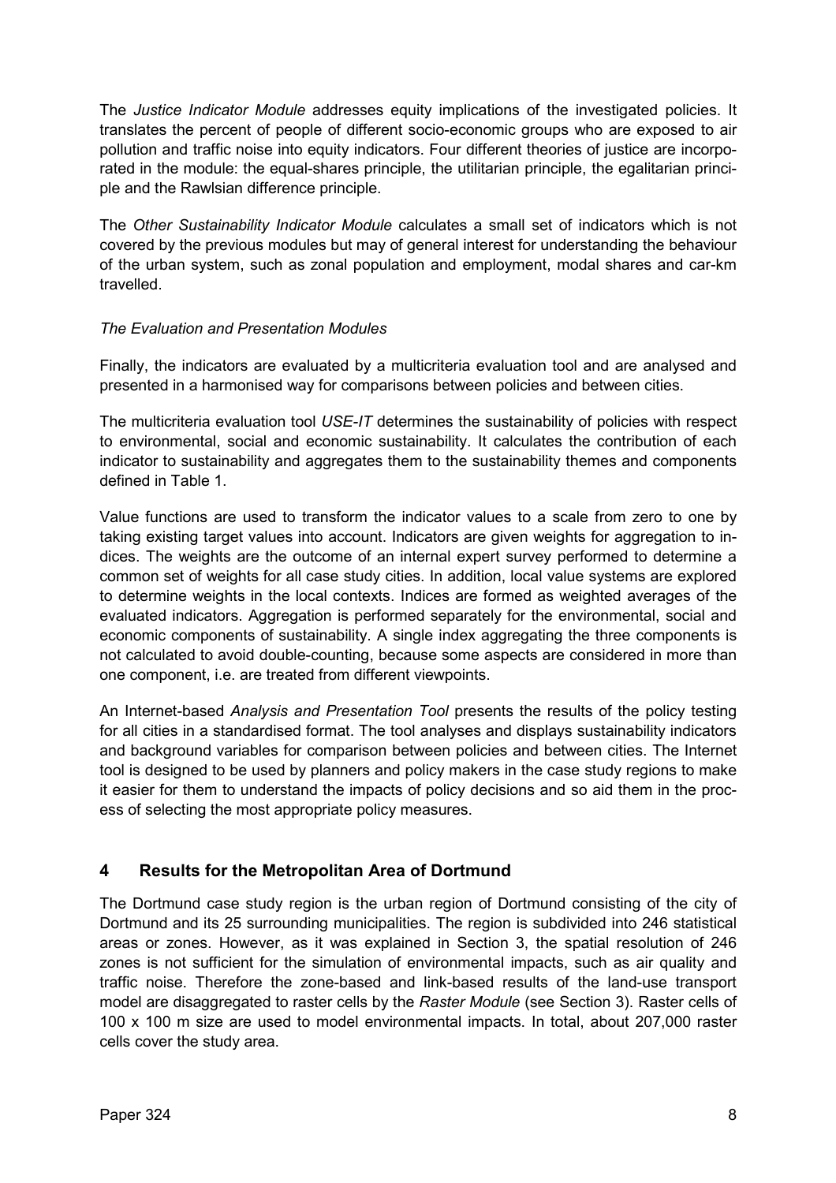The *Justice Indicator Module* addresses equity implications of the investigated policies. It translates the percent of people of different socio-economic groups who are exposed to air pollution and traffic noise into equity indicators. Four different theories of justice are incorporated in the module: the equal-shares principle, the utilitarian principle, the egalitarian principle and the Rawlsian difference principle.

The *Other Sustainability Indicator Module* calculates a small set of indicators which is not covered by the previous modules but may of general interest for understanding the behaviour of the urban system, such as zonal population and employment, modal shares and car-km travelled.

*The Evaluation and Presentation Modules*

Finally, the indicators are evaluated by a multicriteria evaluation tool and are analysed and presented in a harmonised way for comparisons between policies and between cities.

The multicriteria evaluation tool *USE-IT* determines the sustainability of policies with respect to environmental, social and economic sustainability. It calculates the contribution of each indicator to sustainability and aggregates them to the sustainability themes and components defined in Table 1.

Value functions are used to transform the indicator values to a scale from zero to one by taking existing target values into account. Indicators are given weights for aggregation to indices. The weights are the outcome of an internal expert survey performed to determine a common set of weights for all case study cities. In addition, local value systems are explored to determine weights in the local contexts. Indices are formed as weighted averages of the evaluated indicators. Aggregation is performed separately for the environmental, social and economic components of sustainability. A single index aggregating the three components is not calculated to avoid double-counting, because some aspects are considered in more than one component, i.e. are treated from different viewpoints.

An Internet-based *Analysis and Presentation Tool* presents the results of the policy testing for all cities in a standardised format. The tool analyses and displays sustainability indicators and background variables for comparison between policies and between cities. The Internet tool is designed to be used by planners and policy makers in the case study regions to make it easier for them to understand the impacts of policy decisions and so aid them in the process of selecting the most appropriate policy measures.

## 4 Results for the Metropolitan Area of Dortmund

The Dortmund case study region is the urban region of Dortmund consisting of the city of Dortmund and its 25 surrounding municipalities. The region is subdivided into 246 statistical areas or zones. However, as it was explained in Section 3, the spatial resolution of 246 zones is not sufficient for the simulation of environmental impacts, such as air quality and traffic noise. Therefore the zone-based and link-based results of the land-use transport model are disaggregated to raster cells by the *Raster Module* (see Section 3). Raster cells of 100 x 100 m size are used to model environmental impacts. In total, about 207,000 raster cells cover the study area.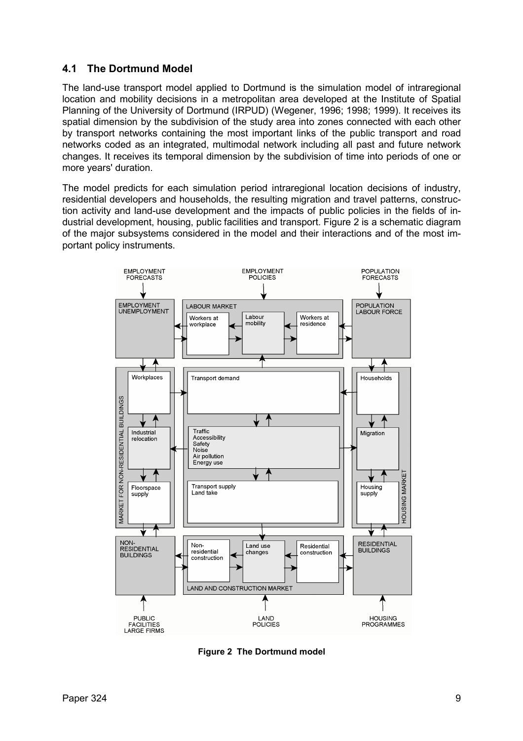## 4.1 The Dortmund Model

The land-use transport model applied to Dortmund is the simulation model of intraregional location and mobility decisions in a metropolitan area developed at the Institute of Spatial Planning of the University of Dortmund (IRPUD) (Wegener, 1996; 1998; 1999). It receives its spatial dimension by the subdivision of the study area into zones connected with each other by transport networks containing the most important links of the public transport and road networks coded as an integrated, multimodal network including all past and future network changes. It receives its temporal dimension by the subdivision of time into periods of one or more years' duration.

The model predicts for each simulation period intraregional location decisions of industry, residential developers and households, the resulting migration and travel patterns, construction activity and land-use development and the impacts of public policies in the fields of industrial development, housing, public facilities and transport. Figure 2 is a schematic diagram of the major subsystems considered in the model and their interactions and of the most important policy instruments.

**Figure 2 The Dortmund model**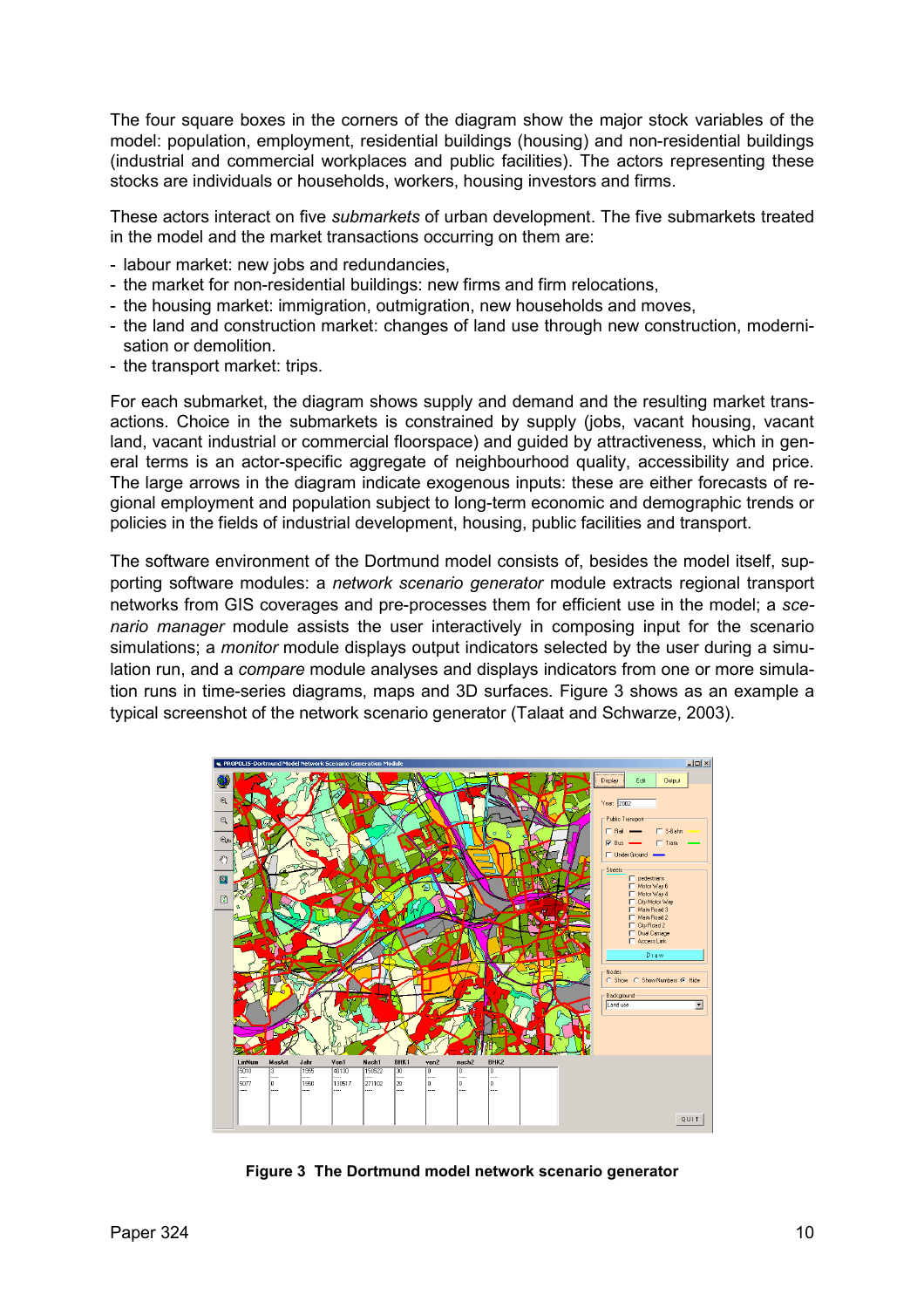The four square boxes in the corners of the diagram show the major stock variables of the model: population, employment, residential buildings (housing) and non-residential buildings (industrial and commercial workplaces and public facilities). The actors representing these stocks are individuals or households, workers, housing investors and firms.

These actors interact on five *submarkets* of urban development. The five submarkets treated in the model and the market transactions occurring on them are:

- labour market: new jobs and redundancies,
- the market for non-residential buildings: new firms and firm relocations,
- the housing market: immigration, outmigration, new households and moves,
- the land and construction market: changes of land use through new construction, modernisation or demolition.
- the transport market: trips.

For each submarket, the diagram shows supply and demand and the resulting market transactions. Choice in the submarkets is constrained by supply (jobs, vacant housing, vacant land, vacant industrial or commercial floorspace) and guided by attractiveness, which in general terms is an actor-specific aggregate of neighbourhood quality, accessibility and price. The large arrows in the diagram indicate exogenous inputs: these are either forecasts of regional employment and population subject to long-term economic and demographic trends or policies in the fields of industrial development, housing, public facilities and transport.

The software environment of the Dortmund model consists of, besides the model itself, supporting software modules: a *network scenario generator* module extracts regional transport networks from GIS coverages and pre-processes them for efficient use in the model; a *scenario manager* module assists the user interactively in composing input for the scenario simulations; a *monitor* module displays output indicators selected by the user during a simulation run, and a *compare* module analyses and displays indicators from one or more simulation runs in time-series diagrams, maps and 3D surfaces. Figure 3 shows as an example a typical screenshot of the network scenario generator (Talaat and Schwarze, 2003).

**Figure 3 The Dortmund model network scenario generator**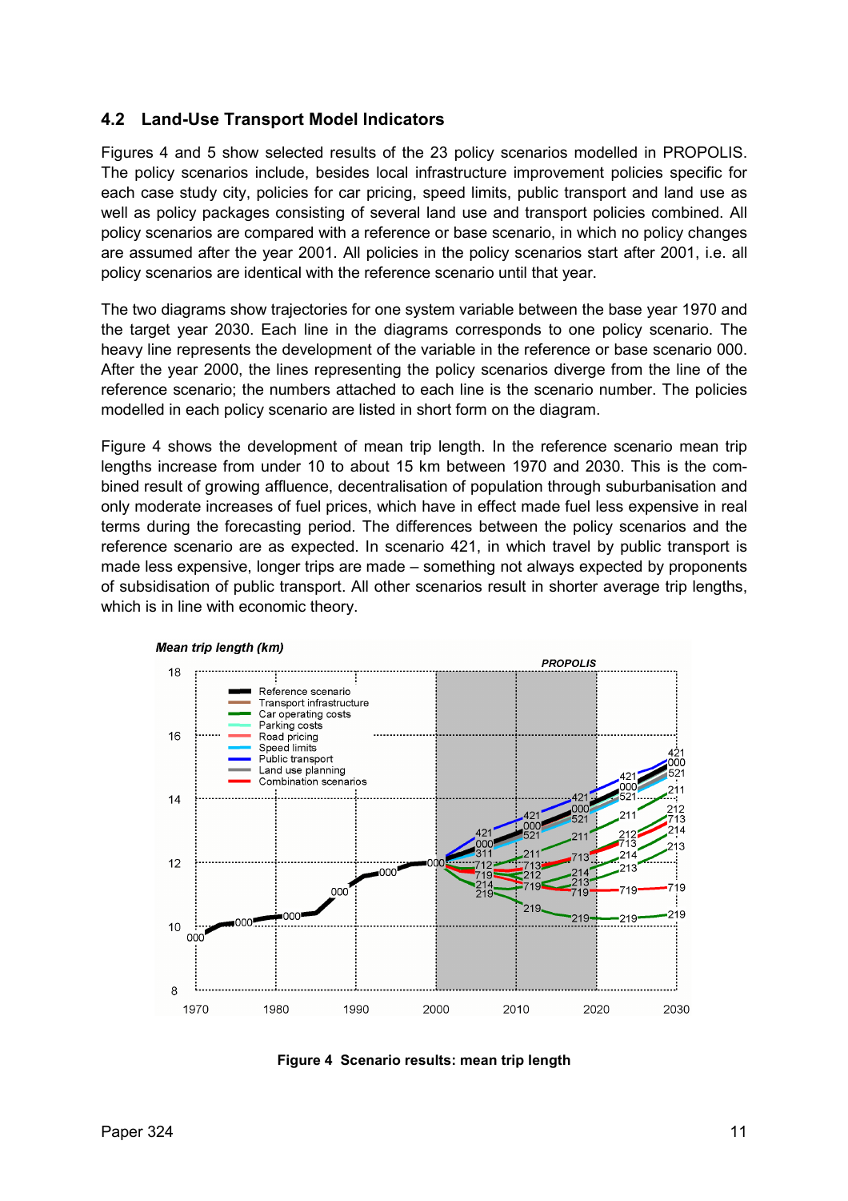## 4.2 Land-Use Transport Model Indicators

Figures 4 and 5 show selected results of the 23 policy scenarios modelled in PROPOLIS. The policy scenarios include, besides local infrastructure improvement policies specific for each case study city, policies for car pricing, speed limits, public transport and land use as well as policy packages consisting of several land use and transport policies combined. All policy scenarios are compared with a reference or base scenario, in which no policy changes are assumed after the year 2001. All policies in the policy scenarios start after 2001, i.e. all policy scenarios are identical with the reference scenario until that year.

The two diagrams show trajectories for one system variable between the base year 1970 and the target year 2030. Each line in the diagrams corresponds to one policy scenario. The heavy line represents the development of the variable in the reference or base scenario 000. After the year 2000, the lines representing the policy scenarios diverge from the line of the reference scenario; the numbers attached to each line is the scenario number. The policies modelled in each policy scenario are listed in short form on the diagram.

Figure 4 shows the development of mean trip length. In the reference scenario mean trip lengths increase from under 10 to about 15 km between 1970 and 2030. This is the combined result of growing affluence, decentralisation of population through suburbanisation and only moderate increases of fuel prices, which have in effect made fuel less expensive in real terms during the forecasting period. The differences between the policy scenarios and the reference scenario are as expected. In scenario 421, in which travel by public transport is made less expensive, longer trips are made – something not always expected by proponents of subsidisation of public transport. All other scenarios result in shorter average trip lengths, which is in line with economic theory.

**Figure 4 Scenario results: mean trip length**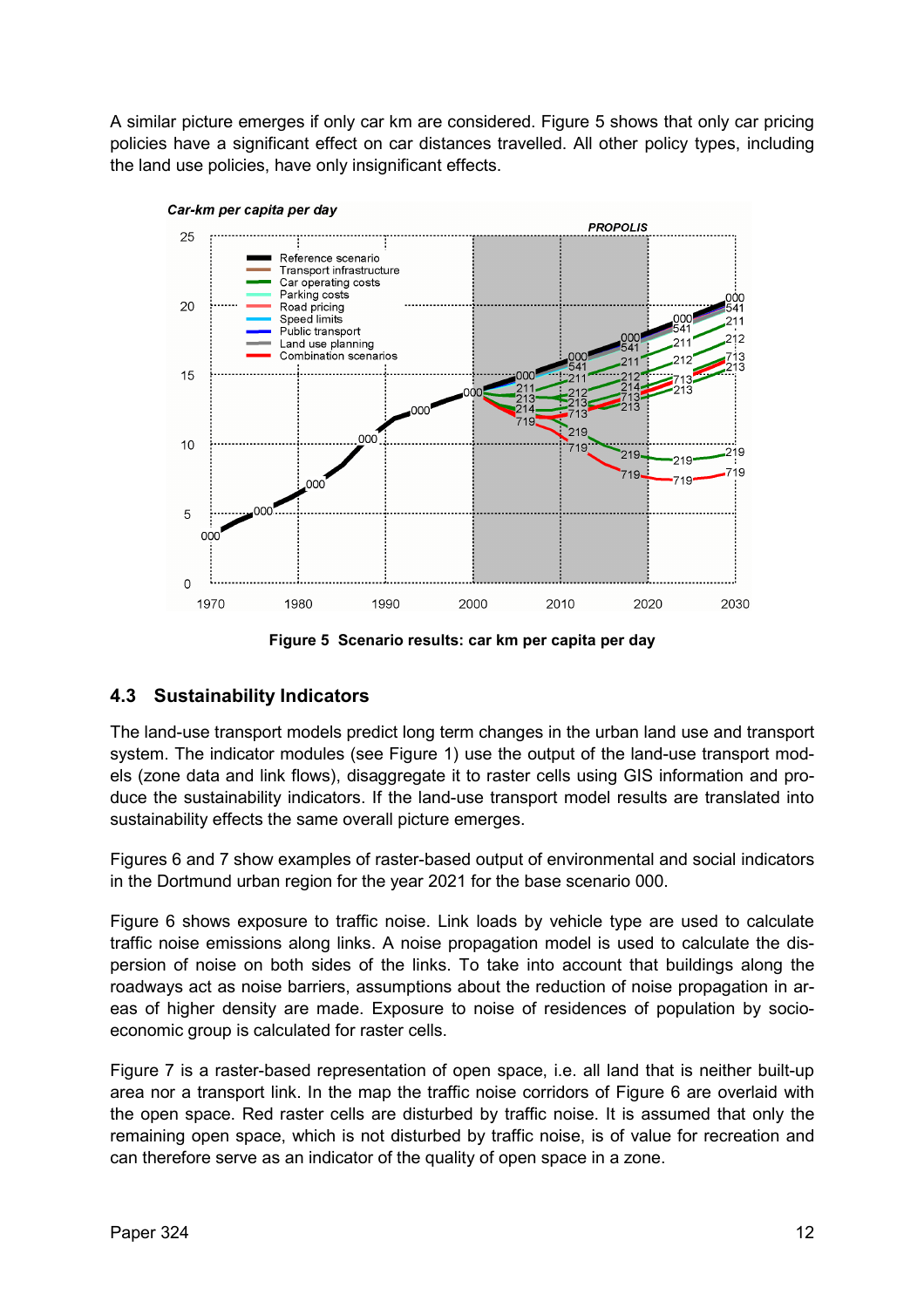A similar picture emerges if only car km are considered. Figure 5 shows that only car pricing policies have a significant effect on car distances travelled. All other policy types, including the land use policies, have only insignificant effects.

**Figure 5 Scenario results: car km per capita per day**

## 4.3 Sustainability Indicators

The land-use transport models predict long term changes in the urban land use and transport system. The indicator modules (see Figure 1) use the output of the land-use transport models (zone data and link flows), disaggregate it to raster cells using GIS information and produce the sustainability indicators. If the land-use transport model results are translated into sustainability effects the same overall picture emerges.

Figures 6 and 7 show examples of raster-based output of environmental and social indicators in the Dortmund urban region for the year 2021 for the base scenario 000.

Figure 6 shows exposure to traffic noise. Link loads by vehicle type are used to calculate traffic noise emissions along links. A noise propagation model is used to calculate the dispersion of noise on both sides of the links. To take into account that buildings along the roadways act as noise barriers, assumptions about the reduction of noise propagation in areas of higher density are made. Exposure to noise of residences of population by socio-economic group is calculated for raster cells.

Figure 7 is a raster-based representation of open space, i.e. all land that is neither built-up area nor a transport link. In the map the traffic noise corridors of Figure 6 are overlaid with the open space. Red raster cells are disturbed by traffic noise. It is assumed that only the remaining open space, which is not disturbed by traffic noise, is of value for recreation and can therefore serve as an indicator of the quality of open space in a zone.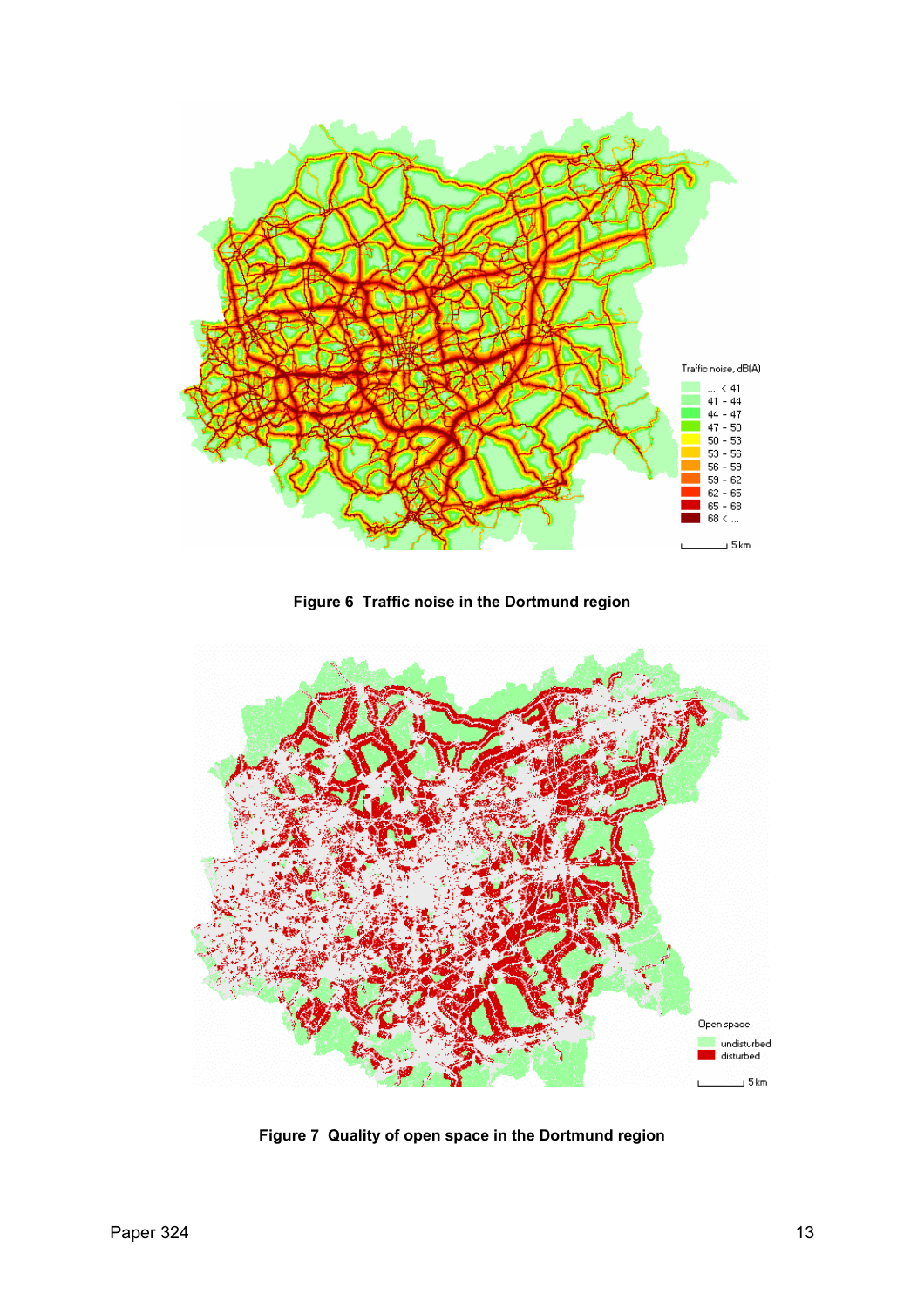**Figure 6 Traffic noise in the Dortmund region**

**Figure 7 Quality of open space in the Dortmund region**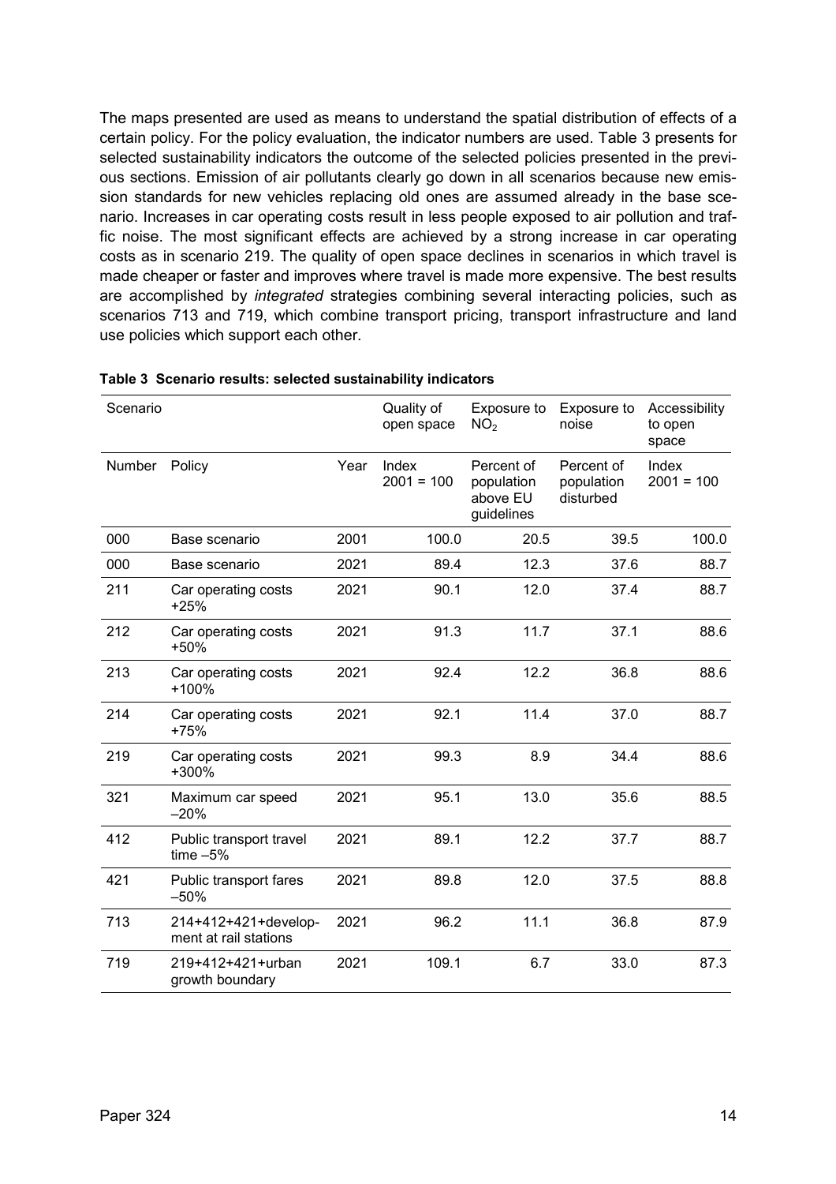The maps presented are used as means to understand the spatial distribution of effects of a certain policy. For the policy evaluation, the indicator numbers are used. Table 3 presents for selected sustainability indicators the outcome of the selected policies presented in the previous sections. Emission of air pollutants clearly go down in all scenarios because new emission standards for new vehicles replacing old ones are assumed already in the base scenario. Increases in car operating costs result in less people exposed to air pollution and traffic noise. The most significant effects are achieved by a strong increase in car operating costs as in scenario 219. The quality of open space declines in scenarios in which travel is made cheaper or faster and improves where travel is made more expensive. The best results are accomplished by *integrated* strategies combining several interacting policies, such as scenarios 713 and 719, which combine transport pricing, transport infrastructure and land use policies which support each other.

**Table 3 Scenario results: selected sustainability indicators**

| Scenario | | | Quality of open space | Exposure to $NO_2$ | Exposure to noise | Accessibility to open space |
|---|---|---|---|---|---|---|
| Number | Policy | Year | Index 2001 = 100 | Percent of population above EU guidelines | Percent of population disturbed | Index 2001 = 100 |
| 000 | Base scenario | 2001 | 100.0 | 20.5 | 39.5 | 100.0 |
| 000 | Base scenario | 2021 | 89.4 | 12.3 | 37.6 | 88.7 |
| 211 | Car operating costs +25% | 2021 | 90.1 | 12.0 | 37.4 | 88.7 |
| 212 | Car operating costs +50% | 2021 | 91.3 | 11.7 | 37.1 | 88.6 |
| 213 | Car operating costs +100% | 2021 | 92.4 | 12.2 | 36.8 | 88.6 |
| 214 | Car operating costs +75% | 2021 | 92.1 | 11.4 | 37.0 | 88.7 |
| 219 | Car operating costs +300% | 2021 | 99.3 | 8.9 | 34.4 | 88.6 |
| 321 | Maximum car speed –20% | 2021 | 95.1 | 13.0 | 35.6 | 88.5 |
| 412 | Public transport travel time –5% | 2021 | 89.1 | 12.2 | 37.7 | 88.7 |
| 421 | Public transport fares –50% | 2021 | 89.8 | 12.0 | 37.5 | 88.8 |
| 713 | 214+412+421+development at rail stations | 2021 | 96.2 | 11.1 | 36.8 | 87.9 |
| 719 | 219+412+421+urban growth boundary | 2021 | 109.1 | 6.7 | 33.0 | 87.3 |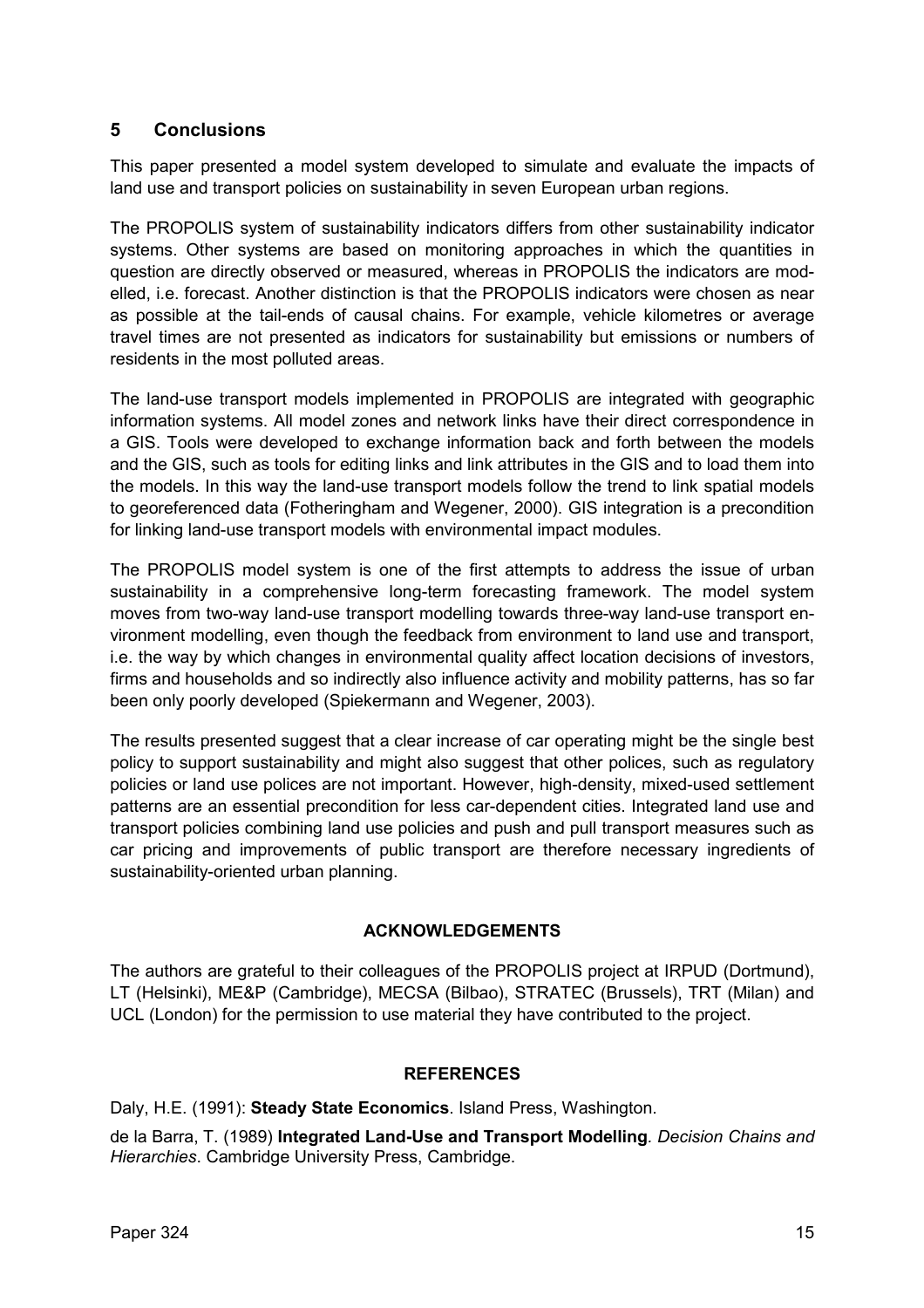## 5 Conclusions

This paper presented a model system developed to simulate and evaluate the impacts of land use and transport policies on sustainability in seven European urban regions.

The PROPOLIS system of sustainability indicators differs from other sustainability indicator systems. Other systems are based on monitoring approaches in which the quantities in question are directly observed or measured, whereas in PROPOLIS the indicators are modelled, i.e. forecast. Another distinction is that the PROPOLIS indicators were chosen as near as possible at the tail-ends of causal chains. For example, vehicle kilometres or average travel times are not presented as indicators for sustainability but emissions or numbers of residents in the most polluted areas.

The land-use transport models implemented in PROPOLIS are integrated with geographic information systems. All model zones and network links have their direct correspondence in a GIS. Tools were developed to exchange information back and forth between the models and the GIS, such as tools for editing links and link attributes in the GIS and to load them into the models. In this way the land-use transport models follow the trend to link spatial models to georeferenced data (Fotheringham and Wegener, 2000). GIS integration is a precondition for linking land-use transport models with environmental impact modules.

The PROPOLIS model system is one of the first attempts to address the issue of urban sustainability in a comprehensive long-term forecasting framework. The model system moves from two-way land-use transport modelling towards three-way land-use transport environment modelling, even though the feedback from environment to land use and transport, i.e. the way by which changes in environmental quality affect location decisions of investors, firms and households and so indirectly also influence activity and mobility patterns, has so far been only poorly developed (Spiekermann and Wegener, 2003).

The results presented suggest that a clear increase of car operating might be the single best policy to support sustainability and might also suggest that other polices, such as regulatory policies or land use polices are not important. However, high-density, mixed-used settlement patterns are an essential precondition for less car-dependent cities. Integrated land use and transport policies combining land use policies and push and pull transport measures such as car pricing and improvements of public transport are therefore necessary ingredients of sustainability-oriented urban planning.

### ACKNOWLEDGEMENTS

The authors are grateful to their colleagues of the PROPOLIS project at IRPUD (Dortmund), LT (Helsinki), ME&P (Cambridge), MECSA (Bilbao), STRATEC (Brussels), TRT (Milan) and UCL (London) for the permission to use material they have contributed to the project.

### REFERENCES

Daly, H.E. (1991): **Steady State Economics**. Island Press, Washington.

de la Barra, T. (1989) **Integrated Land-Use and Transport Modelling**. *Decision Chains and Hierarchies*. Cambridge University Press, Cambridge.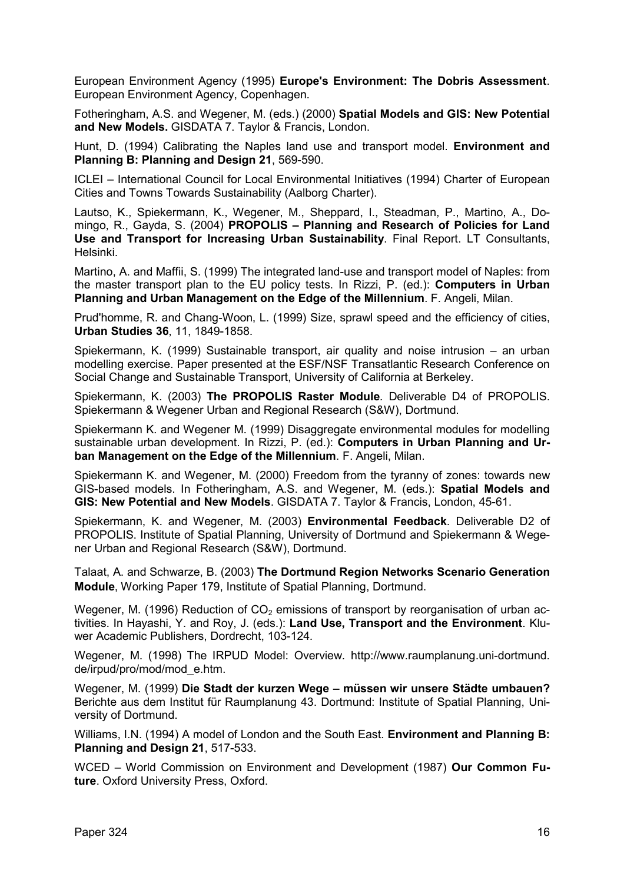European Environment Agency (1995) **Europe's Environment: The Dobris Assessment**. European Environment Agency, Copenhagen.

Fotheringham, A.S. and Wegener, M. (eds.) (2000) **Spatial Models and GIS: New Potential and New Models.** GISDATA 7. Taylor & Francis, London.

Hunt, D. (1994) Calibrating the Naples land use and transport model. **Environment and Planning B: Planning and Design 21**, 569-590.

ICLEI – International Council for Local Environmental Initiatives (1994) Charter of European Cities and Towns Towards Sustainability (Aalborg Charter).

Lautso, K., Spiekermann, K., Wegener, M., Sheppard, I., Steadman, P., Martino, A., Domingo, R., Gayda, S. (2004) **PROPOLIS – Planning and Research of Policies for Land Use and Transport for Increasing Urban Sustainability**. Final Report. LT Consultants, Helsinki.

Martino, A. and Maffii, S. (1999) The integrated land-use and transport model of Naples: from the master transport plan to the EU policy tests. In Rizzi, P. (ed.): **Computers in Urban Planning and Urban Management on the Edge of the Millennium**. F. Angeli, Milan.

Prud'homme, R. and Chang-Woon, L. (1999) Size, sprawl speed and the efficiency of cities, **Urban Studies 36**, 11, 1849-1858.

Spiekermann, K. (1999) Sustainable transport, air quality and noise intrusion – an urban modelling exercise. Paper presented at the ESF/NSF Transatlantic Research Conference on Social Change and Sustainable Transport, University of California at Berkeley.

Spiekermann, K. (2003) **The PROPOLIS Raster Module**. Deliverable D4 of PROPOLIS. Spiekermann & Wegener Urban and Regional Research (S&W), Dortmund.

Spiekermann K. and Wegener M. (1999) Disaggregate environmental modules for modelling sustainable urban development. In Rizzi, P. (ed.): **Computers in Urban Planning and Urban Management on the Edge of the Millennium**. F. Angeli, Milan.

Spiekermann K. and Wegener, M. (2000) Freedom from the tyranny of zones: towards new GIS-based models. In Fotheringham, A.S. and Wegener, M. (eds.): **Spatial Models and GIS: New Potential and New Models**. GISDATA 7. Taylor & Francis, London, 45-61.

Spiekermann, K. and Wegener, M. (2003) **Environmental Feedback**. Deliverable D2 of PROPOLIS. Institute of Spatial Planning, University of Dortmund and Spiekermann & Wegener Urban and Regional Research (S&W), Dortmund.

Talaat, A. and Schwarze, B. (2003) **The Dortmund Region Networks Scenario Generation Module**, Working Paper 179, Institute of Spatial Planning, Dortmund.

Wegener, M. (1996) Reduction of $CO_2$ emissions of transport by reorganisation of urban activities. In Hayashi, Y. and Roy, J. (eds.): **Land Use, Transport and the Environment**. Kluwer Academic Publishers, Dordrecht, 103-124.

Wegener, M. (1998) The IRPUD Model: Overview. http://www.raumplanung.uni-dortmund.de/irpud/pro/mod/mod_e.htm.

Wegener, M. (1999) **Die Stadt der kurzen Wege – müssen wir unsere Städte umbauen?** Berichte aus dem Institut für Raumplanung 43. Dortmund: Institute of Spatial Planning, University of Dortmund.

Williams, I.N. (1994) A model of London and the South East. **Environment and Planning B: Planning and Design 21**, 517-533.

WCED – World Commission on Environment and Development (1987) **Our Common Future**. Oxford University Press, Oxford.